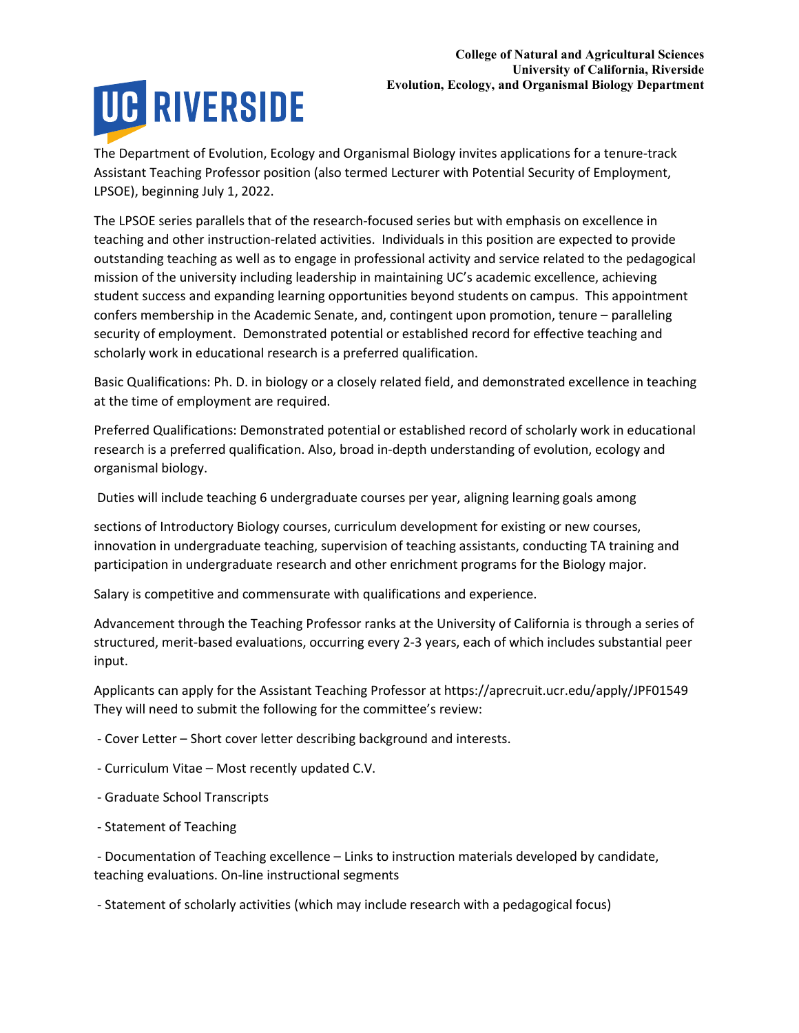**College of Natural and Agricultural Sciences**
**University of California, Riverside**
**Evolution, Ecology, and Organismal Biology Department**

UC RIVERSIDE

The Department of Evolution, Ecology and Organismal Biology invites applications for a tenure-track Assistant Teaching Professor position (also termed Lecturer with Potential Security of Employment, LPSOE), beginning July 1, 2022.

The LPSOE series parallels that of the research-focused series but with emphasis on excellence in teaching and other instruction-related activities. Individuals in this position are expected to provide outstanding teaching as well as to engage in professional activity and service related to the pedagogical mission of the university including leadership in maintaining UC's academic excellence, achieving student success and expanding learning opportunities beyond students on campus. This appointment confers membership in the Academic Senate, and, contingent upon promotion, tenure – paralleling security of employment. Demonstrated potential or established record for effective teaching and scholarly work in educational research is a preferred qualification.

Basic Qualifications: Ph. D. in biology or a closely related field, and demonstrated excellence in teaching at the time of employment are required.

Preferred Qualifications: Demonstrated potential or established record of scholarly work in educational research is a preferred qualification. Also, broad in-depth understanding of evolution, ecology and organismal biology.

Duties will include teaching 6 undergraduate courses per year, aligning learning goals among

sections of Introductory Biology courses, curriculum development for existing or new courses, innovation in undergraduate teaching, supervision of teaching assistants, conducting TA training and participation in undergraduate research and other enrichment programs for the Biology major.

Salary is competitive and commensurate with qualifications and experience.

Advancement through the Teaching Professor ranks at the University of California is through a series of structured, merit-based evaluations, occurring every 2-3 years, each of which includes substantial peer input.

Applicants can apply for the Assistant Teaching Professor at https://aprecruit.ucr.edu/apply/JPF01549 They will need to submit the following for the committee's review:

- Cover Letter – Short cover letter describing background and interests.
- Curriculum Vitae – Most recently updated C.V.
- Graduate School Transcripts
- Statement of Teaching
- Documentation of Teaching excellence – Links to instruction materials developed by candidate, teaching evaluations. On-line instructional segments
- Statement of scholarly activities (which may include research with a pedagogical focus)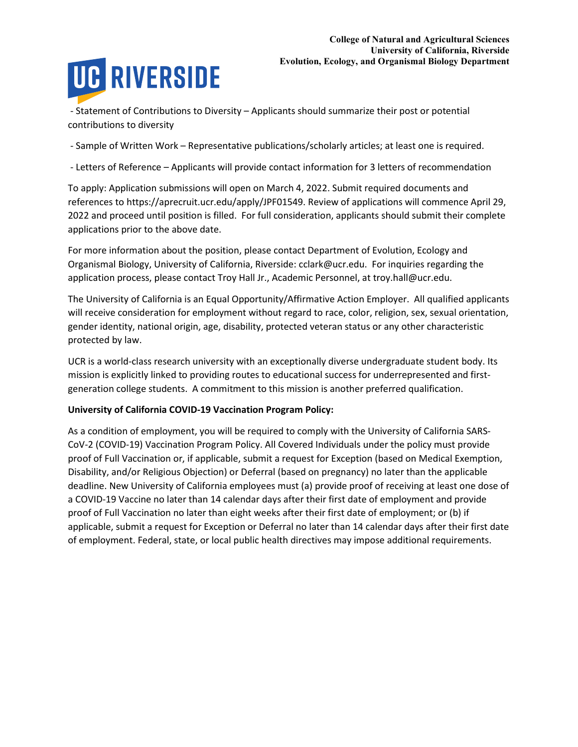- Statement of Contributions to Diversity – Applicants should summarize their post or potential contributions to diversity

- Sample of Written Work – Representative publications/scholarly articles; at least one is required.

- Letters of Reference – Applicants will provide contact information for 3 letters of recommendation

To apply: Application submissions will open on March 4, 2022. Submit required documents and references to https://aprecruit.ucr.edu/apply/JPF01549. Review of applications will commence April 29, 2022 and proceed until position is filled. For full consideration, applicants should submit their complete applications prior to the above date.

For more information about the position, please contact Department of Evolution, Ecology and Organismal Biology, University of California, Riverside: cclark@ucr.edu. For inquiries regarding the application process, please contact Troy Hall Jr., Academic Personnel, at troy.hall@ucr.edu.

The University of California is an Equal Opportunity/Affirmative Action Employer. All qualified applicants will receive consideration for employment without regard to race, color, religion, sex, sexual orientation, gender identity, national origin, age, disability, protected veteran status or any other characteristic protected by law.

UCR is a world-class research university with an exceptionally diverse undergraduate student body. Its mission is explicitly linked to providing routes to educational success for underrepresented and first-generation college students. A commitment to this mission is another preferred qualification.

**University of California COVID-19 Vaccination Program Policy:**

As a condition of employment, you will be required to comply with the University of California SARS-CoV-2 (COVID-19) Vaccination Program Policy. All Covered Individuals under the policy must provide proof of Full Vaccination or, if applicable, submit a request for Exception (based on Medical Exemption, Disability, and/or Religious Objection) or Deferral (based on pregnancy) no later than the applicable deadline. New University of California employees must (a) provide proof of receiving at least one dose of a COVID-19 Vaccine no later than 14 calendar days after their first date of employment and provide proof of Full Vaccination no later than eight weeks after their first date of employment; or (b) if applicable, submit a request for Exception or Deferral no later than 14 calendar days after their first date of employment. Federal, state, or local public health directives may impose additional requirements.